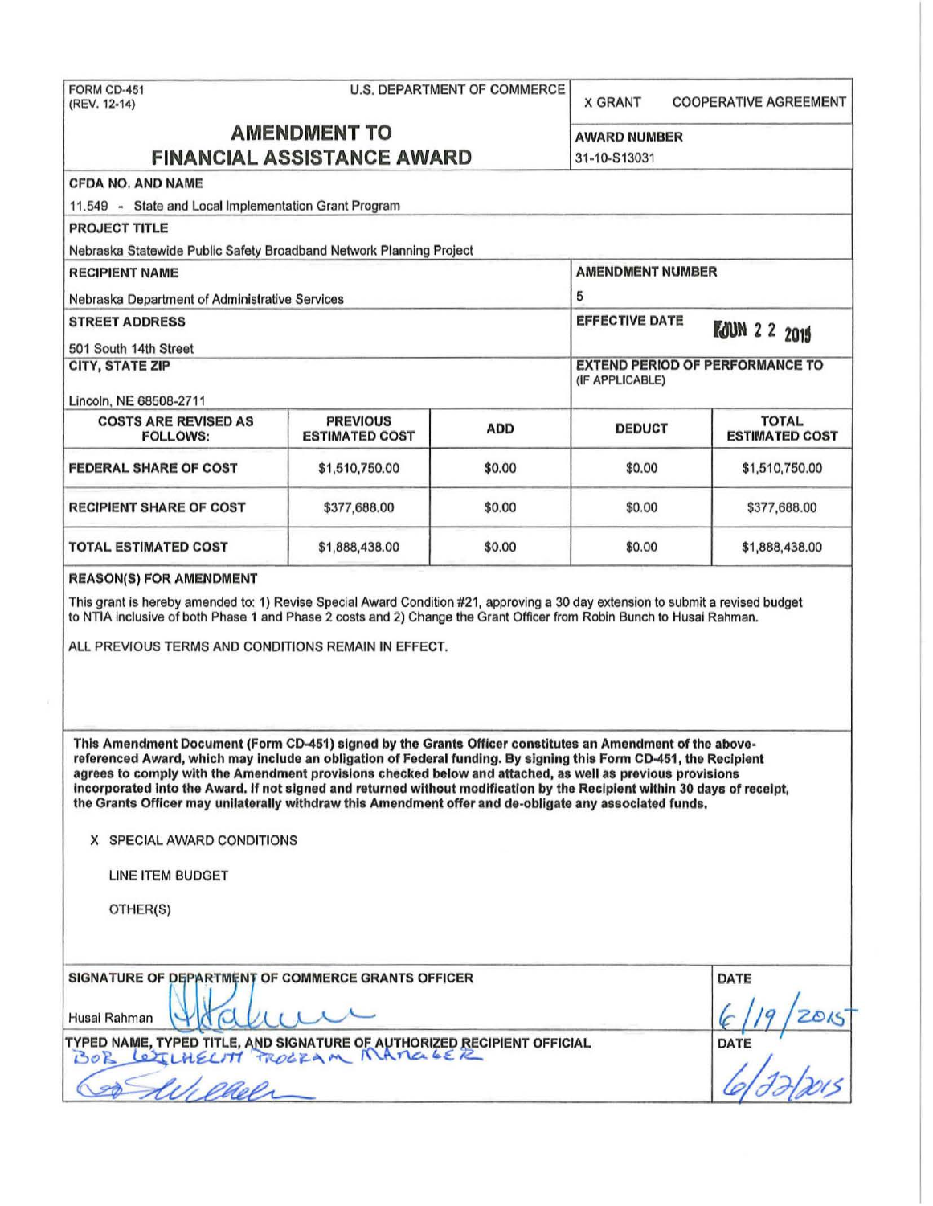FORM CD-451
(REV. 12-14)

U.S. DEPARTMENT OF COMMERCE

X GRANT COOPERATIVE AGREEMENT

# AMENDMENT TO FINANCIAL ASSISTANCE AWARD

**AWARD NUMBER**
31-10-S13031

**CFDA NO. AND NAME**
11.549 - State and Local Implementation Grant Program

**PROJECT TITLE**
Nebraska Statewide Public Safety Broadband Network Planning Project

**RECIPIENT NAME**
Nebraska Department of Administrative Services

**AMENDMENT NUMBER**
5

**STREET ADDRESS**
501 South 14th Street

**EFFECTIVE DATE**
JUN 2 2 2015

**CITY, STATE ZIP**
Lincoln, NE 68508-2711

**EXTEND PERIOD OF PERFORMANCE TO** (IF APPLICABLE)

| COSTS ARE REVISED AS FOLLOWS: | PREVIOUS ESTIMATED COST | ADD | DEDUCT | TOTAL ESTIMATED COST |
|---|---|---|---|---|
| FEDERAL SHARE OF COST | $1,510,750.00 | $0.00 | $0.00 | $1,510,750.00 |
| RECIPIENT SHARE OF COST | $377,688.00 | $0.00 | $0.00 | $377,688.00 |
| TOTAL ESTIMATED COST | $1,888,438.00 | $0.00 | $0.00 | $1,888,438.00 |

**REASON(S) FOR AMENDMENT**

This grant is hereby amended to: 1) Revise Special Award Condition #21, approving a 30 day extension to submit a revised budget to NTIA inclusive of both Phase 1 and Phase 2 costs and 2) Change the Grant Officer from Robin Bunch to Husai Rahman.

ALL PREVIOUS TERMS AND CONDITIONS REMAIN IN EFFECT.

**This Amendment Document (Form CD-451) signed by the Grants Officer constitutes an Amendment of the above-referenced Award, which may include an obligation of Federal funding. By signing this Form CD-451, the Recipient agrees to comply with the Amendment provisions checked below and attached, as well as previous provisions incorporated into the Award. If not signed and returned without modification by the Recipient within 30 days of receipt, the Grants Officer may unilaterally withdraw this Amendment offer and de-obligate any associated funds.**

X SPECIAL AWARD CONDITIONS

LINE ITEM BUDGET

OTHER(S)

**SIGNATURE OF DEPARTMENT OF COMMERCE GRANTS OFFICER**
Husai Rahman [signature]

**DATE**
6/19/2015

**TYPED NAME, TYPED TITLE, AND SIGNATURE OF AUTHORIZED RECIPIENT OFFICIAL**
BOB WILHELM PROGRAM MANAGER
[signature]

**DATE**
6/22/2015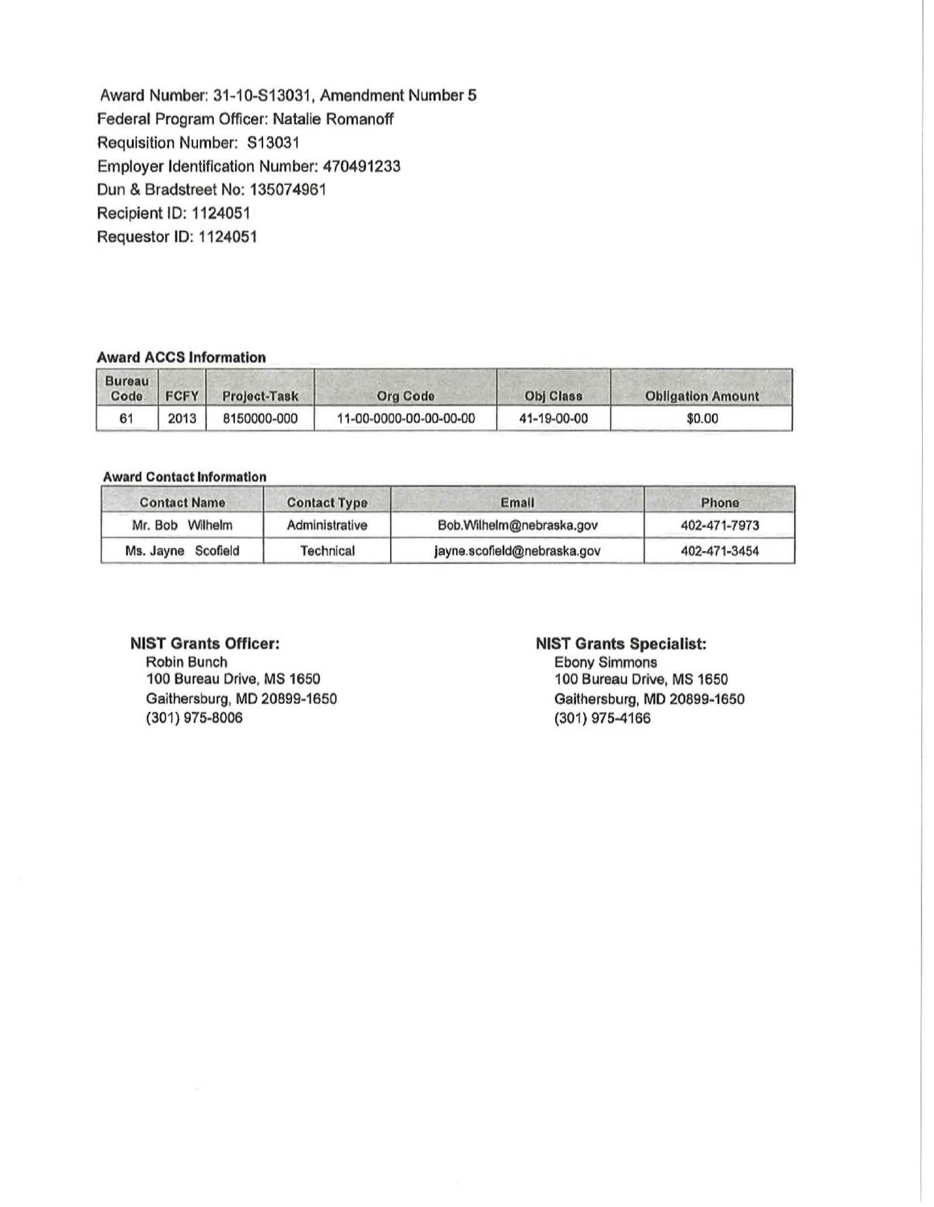Award Number: 31-10-S13031, Amendment Number 5
Federal Program Officer: Natalie Romanoff
Requisition Number: S13031
Employer Identification Number: 470491233
Dun & Bradstreet No: 135074961
Recipient ID: 1124051
Requestor ID: 1124051

**Award ACCS Information**

| Bureau Code | FCFY | Project-Task | Org Code | Obj Class | Obligation Amount |
|---|---|---|---|---|---|
| 61 | 2013 | 8150000-000 | 11-00-0000-00-00-00-00 | 41-19-00-00 | $0.00 |

**Award Contact Information**

| Contact Name | Contact Type | Email | Phone |
|---|---|---|---|
| Mr. Bob Wilhelm | Administrative | Bob.Wilhelm@nebraska.gov | 402-471-7973 |
| Ms. Jayne Scofield | Technical | jayne.scofield@nebraska.gov | 402-471-3454 |

**NIST Grants Officer:**
Robin Bunch
100 Bureau Drive, MS 1650
Gaithersburg, MD 20899-1650
(301) 975-8006

**NIST Grants Specialist:**
Ebony Simmons
100 Bureau Drive, MS 1650
Gaithersburg, MD 20899-1650
(301) 975-4166